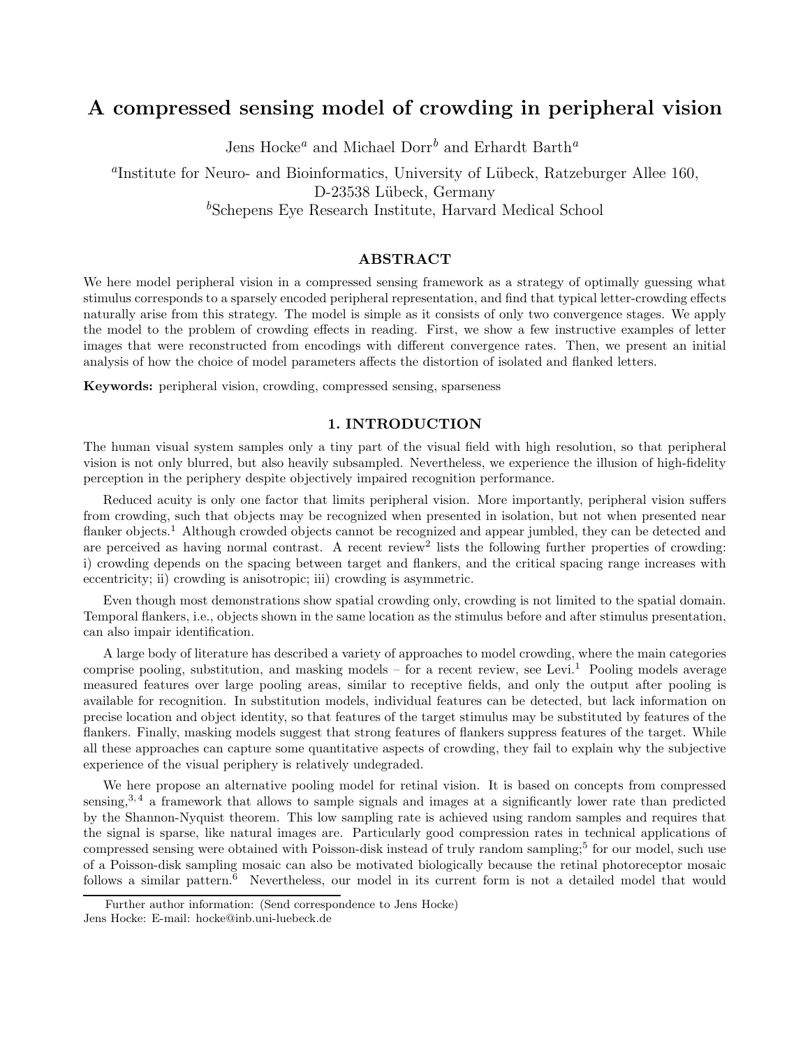# A compressed sensing model of crowding in peripheral vision

Jens Hocke[a] and Michael Dorr[b] and Erhardt Barth[a]

[a]Institute for Neuro- and Bioinformatics, University of Lübeck, Ratzeburger Allee 160, D-23538 Lübeck, Germany
[b]Schepens Eye Research Institute, Harvard Medical School

## ABSTRACT

We here model peripheral vision in a compressed sensing framework as a strategy of optimally guessing what stimulus corresponds to a sparsely encoded peripheral representation, and find that typical letter-crowding effects naturally arise from this strategy. The model is simple as it consists of only two convergence stages. We apply the model to the problem of crowding effects in reading. First, we show a few instructive examples of letter images that were reconstructed from encodings with different convergence rates. Then, we present an initial analysis of how the choice of model parameters affects the distortion of isolated and flanked letters.

**Keywords:** peripheral vision, crowding, compressed sensing, sparseness

## 1. INTRODUCTION

The human visual system samples only a tiny part of the visual field with high resolution, so that peripheral vision is not only blurred, but also heavily subsampled. Nevertheless, we experience the illusion of high-fidelity perception in the periphery despite objectively impaired recognition performance.

Reduced acuity is only one factor that limits peripheral vision. More importantly, peripheral vision suffers from crowding, such that objects may be recognized when presented in isolation, but not when presented near flanker objects.[1] Although crowded objects cannot be recognized and appear jumbled, they can be detected and are perceived as having normal contrast. A recent review[2] lists the following further properties of crowding: i) crowding depends on the spacing between target and flankers, and the critical spacing range increases with eccentricity; ii) crowding is anisotropic; iii) crowding is asymmetric.

Even though most demonstrations show spatial crowding only, crowding is not limited to the spatial domain. Temporal flankers, i.e., objects shown in the same location as the stimulus before and after stimulus presentation, can also impair identification.

A large body of literature has described a variety of approaches to model crowding, where the main categories comprise pooling, substitution, and masking models – for a recent review, see Levi.[1] Pooling models average measured features over large pooling areas, similar to receptive fields, and only the output after pooling is available for recognition. In substitution models, individual features can be detected, but lack information on precise location and object identity, so that features of the target stimulus may be substituted by features of the flankers. Finally, masking models suggest that strong features of flankers suppress features of the target. While all these approaches can capture some quantitative aspects of crowding, they fail to explain why the subjective experience of the visual periphery is relatively undegraded.

We here propose an alternative pooling model for retinal vision. It is based on concepts from compressed sensing,[3,4] a framework that allows to sample signals and images at a significantly lower rate than predicted by the Shannon-Nyquist theorem. This low sampling rate is achieved using random samples and requires that the signal is sparse, like natural images are. Particularly good compression rates in technical applications of compressed sensing were obtained with Poisson-disk instead of truly random sampling;[5] for our model, such use of a Poisson-disk sampling mosaic can also be motivated biologically because the retinal photoreceptor mosaic follows a similar pattern.[6] Nevertheless, our model in its current form is not a detailed model that would

Further author information: (Send correspondence to Jens Hocke)
Jens Hocke: E-mail: hocke@inb.uni-luebeck.de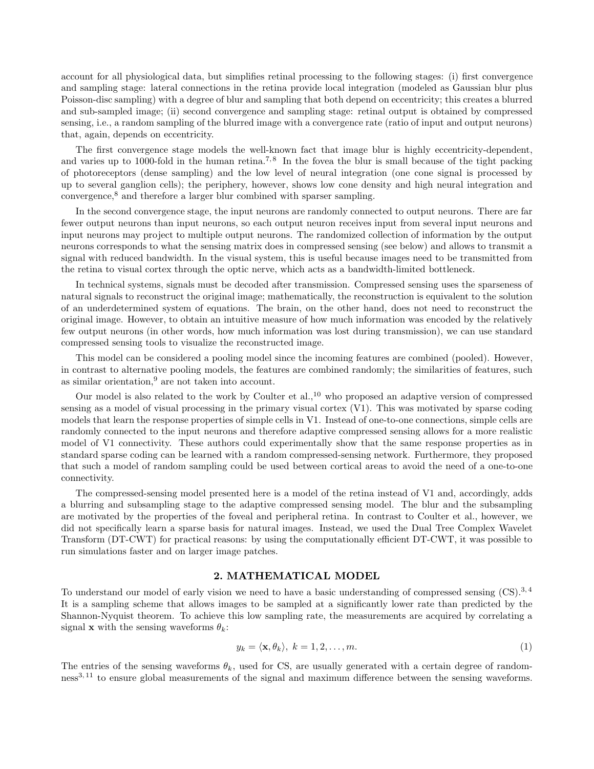account for all physiological data, but simplifies retinal processing to the following stages: (i) first convergence and sampling stage: lateral connections in the retina provide local integration (modeled as Gaussian blur plus Poisson-disc sampling) with a degree of blur and sampling that both depend on eccentricity; this creates a blurred and sub-sampled image; (ii) second convergence and sampling stage: retinal output is obtained by compressed sensing, i.e., a random sampling of the blurred image with a convergence rate (ratio of input and output neurons) that, again, depends on eccentricity.

The first convergence stage models the well-known fact that image blur is highly eccentricity-dependent, and varies up to 1000-fold in the human retina.[7,8] In the fovea the blur is small because of the tight packing of photoreceptors (dense sampling) and the low level of neural integration (one cone signal is processed by up to several ganglion cells); the periphery, however, shows low cone density and high neural integration and convergence,[8] and therefore a larger blur combined with sparser sampling.

In the second convergence stage, the input neurons are randomly connected to output neurons. There are far fewer output neurons than input neurons, so each output neuron receives input from several input neurons and input neurons may project to multiple output neurons. The randomized collection of information by the output neurons corresponds to what the sensing matrix does in compressed sensing (see below) and allows to transmit a signal with reduced bandwidth. In the visual system, this is useful because images need to be transmitted from the retina to visual cortex through the optic nerve, which acts as a bandwidth-limited bottleneck.

In technical systems, signals must be decoded after transmission. Compressed sensing uses the sparseness of natural signals to reconstruct the original image; mathematically, the reconstruction is equivalent to the solution of an underdetermined system of equations. The brain, on the other hand, does not need to reconstruct the original image. However, to obtain an intuitive measure of how much information was encoded by the relatively few output neurons (in other words, how much information was lost during transmission), we can use standard compressed sensing tools to visualize the reconstructed image.

This model can be considered a pooling model since the incoming features are combined (pooled). However, in contrast to alternative pooling models, the features are combined randomly; the similarities of features, such as similar orientation,[9] are not taken into account.

Our model is also related to the work by Coulter et al.,[10] who proposed an adaptive version of compressed sensing as a model of visual processing in the primary visual cortex (V1). This was motivated by sparse coding models that learn the response properties of simple cells in V1. Instead of one-to-one connections, simple cells are randomly connected to the input neurons and therefore adaptive compressed sensing allows for a more realistic model of V1 connectivity. These authors could experimentally show that the same response properties as in standard sparse coding can be learned with a random compressed-sensing network. Furthermore, they proposed that such a model of random sampling could be used between cortical areas to avoid the need of a one-to-one connectivity.

The compressed-sensing model presented here is a model of the retina instead of V1 and, accordingly, adds a blurring and subsampling stage to the adaptive compressed sensing model. The blur and the subsampling are motivated by the properties of the foveal and peripheral retina. In contrast to Coulter et al., however, we did not specifically learn a sparse basis for natural images. Instead, we used the Dual Tree Complex Wavelet Transform (DT-CWT) for practical reasons: by using the computationally efficient DT-CWT, it was possible to run simulations faster and on larger image patches.

## 2. MATHEMATICAL MODEL

To understand our model of early vision we need to have a basic understanding of compressed sensing (CS).[3,4] It is a sampling scheme that allows images to be sampled at a significantly lower rate than predicted by the Shannon-Nyquist theorem. To achieve this low sampling rate, the measurements are acquired by correlating a signal $\mathbf{x}$ with the sensing waveforms $\theta_k$:

$$y_k = \langle \mathbf{x}, \theta_k \rangle, \; k = 1, 2, \ldots, m. \tag{1}$$

The entries of the sensing waveforms $\theta_k$, used for CS, are usually generated with a certain degree of randomness[3,11] to ensure global measurements of the signal and maximum difference between the sensing waveforms.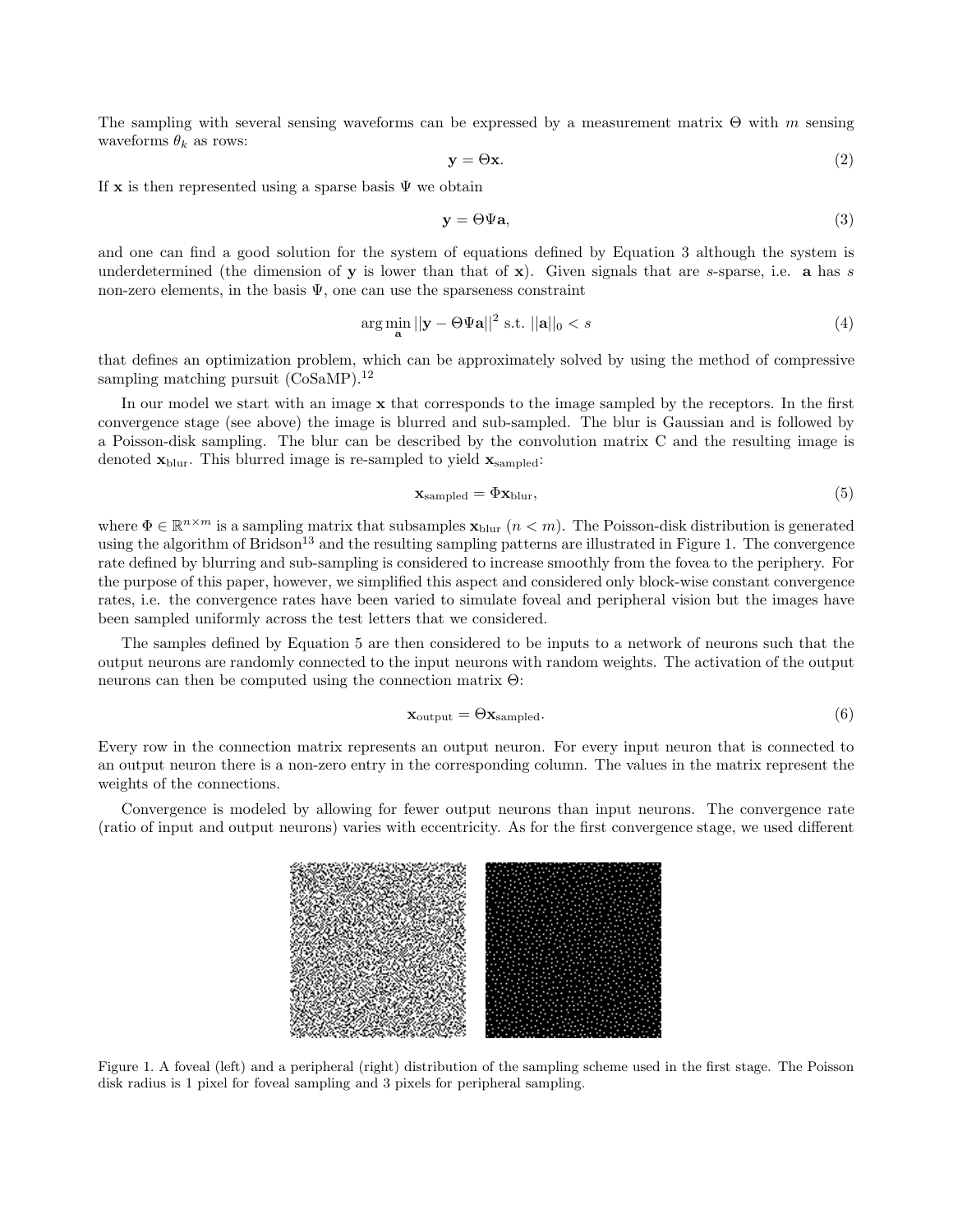The sampling with several sensing waveforms can be expressed by a measurement matrix $\Theta$ with $m$ sensing waveforms $\theta_k$ as rows:

$$\mathbf{y} = \Theta \mathbf{x}. \tag{2}$$

If $\mathbf{x}$ is then represented using a sparse basis $\Psi$ we obtain

$$\mathbf{y} = \Theta \Psi \mathbf{a}, \tag{3}$$

and one can find a good solution for the system of equations defined by Equation 3 although the system is underdetermined (the dimension of $\mathbf{y}$ is lower than that of $\mathbf{x}$). Given signals that are $s$-sparse, i.e. $\mathbf{a}$ has $s$ non-zero elements, in the basis $\Psi$, one can use the sparseness constraint

$$\arg\min_{\mathbf{a}} ||\mathbf{y} - \Theta \Psi \mathbf{a}||^2 \text{ s.t. } ||\mathbf{a}||_0 < s \tag{4}$$

that defines an optimization problem, which can be approximately solved by using the method of compressive sampling matching pursuit (CoSaMP).[12]

In our model we start with an image $\mathbf{x}$ that corresponds to the image sampled by the receptors. In the first convergence stage (see above) the image is blurred and sub-sampled. The blur is Gaussian and is followed by a Poisson-disk sampling. The blur can be described by the convolution matrix C and the resulting image is denoted $\mathbf{x}_{\text{blur}}$. This blurred image is re-sampled to yield $\mathbf{x}_{\text{sampled}}$:

$$\mathbf{x}_{\text{sampled}} = \Phi \mathbf{x}_{\text{blur}}, \tag{5}$$

where $\Phi \in \mathbb{R}^{n \times m}$ is a sampling matrix that subsamples $\mathbf{x}_{\text{blur}}$ ($n < m$). The Poisson-disk distribution is generated using the algorithm of Bridson[13] and the resulting sampling patterns are illustrated in Figure 1. The convergence rate defined by blurring and sub-sampling is considered to increase smoothly from the fovea to the periphery. For the purpose of this paper, however, we simplified this aspect and considered only block-wise constant convergence rates, i.e. the convergence rates have been varied to simulate foveal and peripheral vision but the images have been sampled uniformly across the test letters that we considered.

The samples defined by Equation 5 are then considered to be inputs to a network of neurons such that the output neurons are randomly connected to the input neurons with random weights. The activation of the output neurons can then be computed using the connection matrix $\Theta$:

$$\mathbf{x}_{\text{output}} = \Theta \mathbf{x}_{\text{sampled}}. \tag{6}$$

Every row in the connection matrix represents an output neuron. For every input neuron that is connected to an output neuron there is a non-zero entry in the corresponding column. The values in the matrix represent the weights of the connections.

Convergence is modeled by allowing for fewer output neurons than input neurons. The convergence rate (ratio of input and output neurons) varies with eccentricity. As for the first convergence stage, we used different

Figure 1. A foveal (left) and a peripheral (right) distribution of the sampling scheme used in the first stage. The Poisson disk radius is 1 pixel for foveal sampling and 3 pixels for peripheral sampling.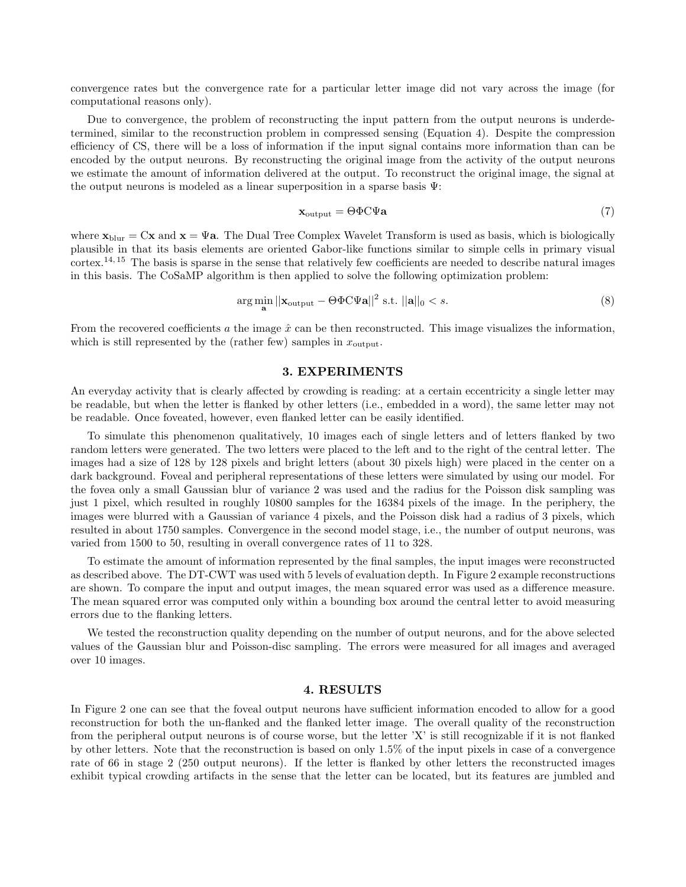convergence rates but the convergence rate for a particular letter image did not vary across the image (for computational reasons only).

Due to convergence, the problem of reconstructing the input pattern from the output neurons is underdetermined, similar to the reconstruction problem in compressed sensing (Equation 4). Despite the compression efficiency of CS, there will be a loss of information if the input signal contains more information than can be encoded by the output neurons. By reconstructing the original image from the activity of the output neurons we estimate the amount of information delivered at the output. To reconstruct the original image, the signal at the output neurons is modeled as a linear superposition in a sparse basis $\Psi$:

$$\mathbf{x}_{\text{output}} = \Theta\Phi\mathrm{C}\Psi\mathbf{a} \tag{7}$$

where $\mathbf{x}_{\text{blur}} = \mathrm{C}\mathbf{x}$ and $\mathbf{x} = \Psi\mathbf{a}$. The Dual Tree Complex Wavelet Transform is used as basis, which is biologically plausible in that its basis elements are oriented Gabor-like functions similar to simple cells in primary visual cortex.[14,15] The basis is sparse in the sense that relatively few coefficients are needed to describe natural images in this basis. The CoSaMP algorithm is then applied to solve the following optimization problem:

$$\arg\min_{\mathbf{a}} ||\mathbf{x}_{\text{output}} - \Theta\Phi\mathrm{C}\Psi\mathbf{a}||^2 \text{ s.t. } ||\mathbf{a}||_0 < s. \tag{8}$$

From the recovered coefficients $a$ the image $\hat{x}$ can be then reconstructed. This image visualizes the information, which is still represented by the (rather few) samples in $x_{\text{output}}$.

## 3. EXPERIMENTS

An everyday activity that is clearly affected by crowding is reading: at a certain eccentricity a single letter may be readable, but when the letter is flanked by other letters (i.e., embedded in a word), the same letter may not be readable. Once foveated, however, even flanked letter can be easily identified.

To simulate this phenomenon qualitatively, 10 images each of single letters and of letters flanked by two random letters were generated. The two letters were placed to the left and to the right of the central letter. The images had a size of 128 by 128 pixels and bright letters (about 30 pixels high) were placed in the center on a dark background. Foveal and peripheral representations of these letters were simulated by using our model. For the fovea only a small Gaussian blur of variance 2 was used and the radius for the Poisson disk sampling was just 1 pixel, which resulted in roughly 10800 samples for the 16384 pixels of the image. In the periphery, the images were blurred with a Gaussian of variance 4 pixels, and the Poisson disk had a radius of 3 pixels, which resulted in about 1750 samples. Convergence in the second model stage, i.e., the number of output neurons, was varied from 1500 to 50, resulting in overall convergence rates of 11 to 328.

To estimate the amount of information represented by the final samples, the input images were reconstructed as described above. The DT-CWT was used with 5 levels of evaluation depth. In Figure 2 example reconstructions are shown. To compare the input and output images, the mean squared error was used as a difference measure. The mean squared error was computed only within a bounding box around the central letter to avoid measuring errors due to the flanking letters.

We tested the reconstruction quality depending on the number of output neurons, and for the above selected values of the Gaussian blur and Poisson-disc sampling. The errors were measured for all images and averaged over 10 images.

## 4. RESULTS

In Figure 2 one can see that the foveal output neurons have sufficient information encoded to allow for a good reconstruction for both the un-flanked and the flanked letter image. The overall quality of the reconstruction from the peripheral output neurons is of course worse, but the letter 'X' is still recognizable if it is not flanked by other letters. Note that the reconstruction is based on only 1.5% of the input pixels in case of a convergence rate of 66 in stage 2 (250 output neurons). If the letter is flanked by other letters the reconstructed images exhibit typical crowding artifacts in the sense that the letter can be located, but its features are jumbled and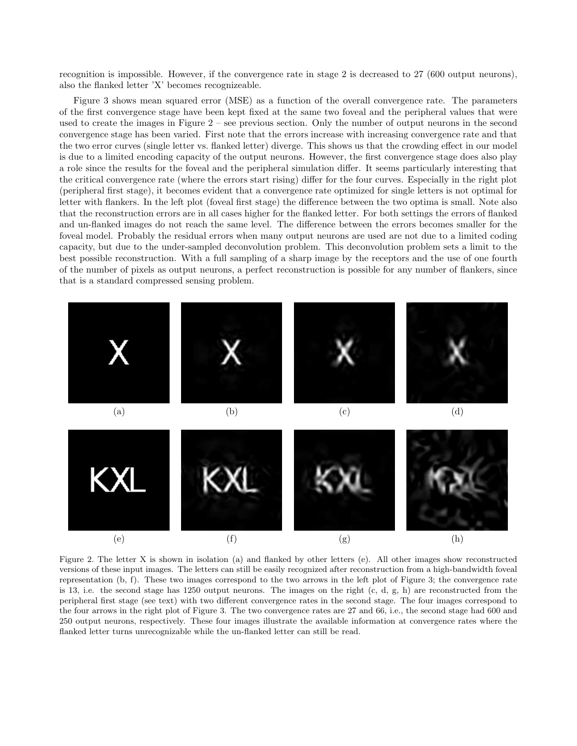recognition is impossible. However, if the convergence rate in stage 2 is decreased to 27 (600 output neurons), also the flanked letter 'X' becomes recognizeable.

Figure 3 shows mean squared error (MSE) as a function of the overall convergence rate. The parameters of the first convergence stage have been kept fixed at the same two foveal and the peripheral values that were used to create the images in Figure 2 – see previous section. Only the number of output neurons in the second convergence stage has been varied. First note that the errors increase with increasing convergence rate and that the two error curves (single letter vs. flanked letter) diverge. This shows us that the crowding effect in our model is due to a limited encoding capacity of the output neurons. However, the first convergence stage does also play a role since the results for the foveal and the peripheral simulation differ. It seems particularly interesting that the critical convergence rate (where the errors start rising) differ for the four curves. Especially in the right plot (peripheral first stage), it becomes evident that a convergence rate optimized for single letters is not optimal for letter with flankers. In the left plot (foveal first stage) the difference between the two optima is small. Note also that the reconstruction errors are in all cases higher for the flanked letter. For both settings the errors of flanked and un-flanked images do not reach the same level. The difference between the errors becomes smaller for the foveal model. Probably the residual errors when many output neurons are used are not due to a limited coding capacity, but due to the under-sampled deconvolution problem. This deconvolution problem sets a limit to the best possible reconstruction. With a full sampling of a sharp image by the receptors and the use of one fourth of the number of pixels as output neurons, a perfect reconstruction is possible for any number of flankers, since that is a standard compressed sensing problem.

(a) (b) (c) (d)

(e) (f) (g) (h)

Figure 2. The letter X is shown in isolation (a) and flanked by other letters (e). All other images show reconstructed versions of these input images. The letters can still be easily recognized after reconstruction from a high-bandwidth foveal representation (b, f). These two images correspond to the two arrows in the left plot of Figure 3; the convergence rate is 13, i.e. the second stage has 1250 output neurons. The images on the right (c, d, g, h) are reconstructed from the peripheral first stage (see text) with two different convergence rates in the second stage. The four images correspond to the four arrows in the right plot of Figure 3. The two convergence rates are 27 and 66, i.e., the second stage had 600 and 250 output neurons, respectively. These four images illustrate the available information at convergence rates where the flanked letter turns unrecognizable while the un-flanked letter can still be read.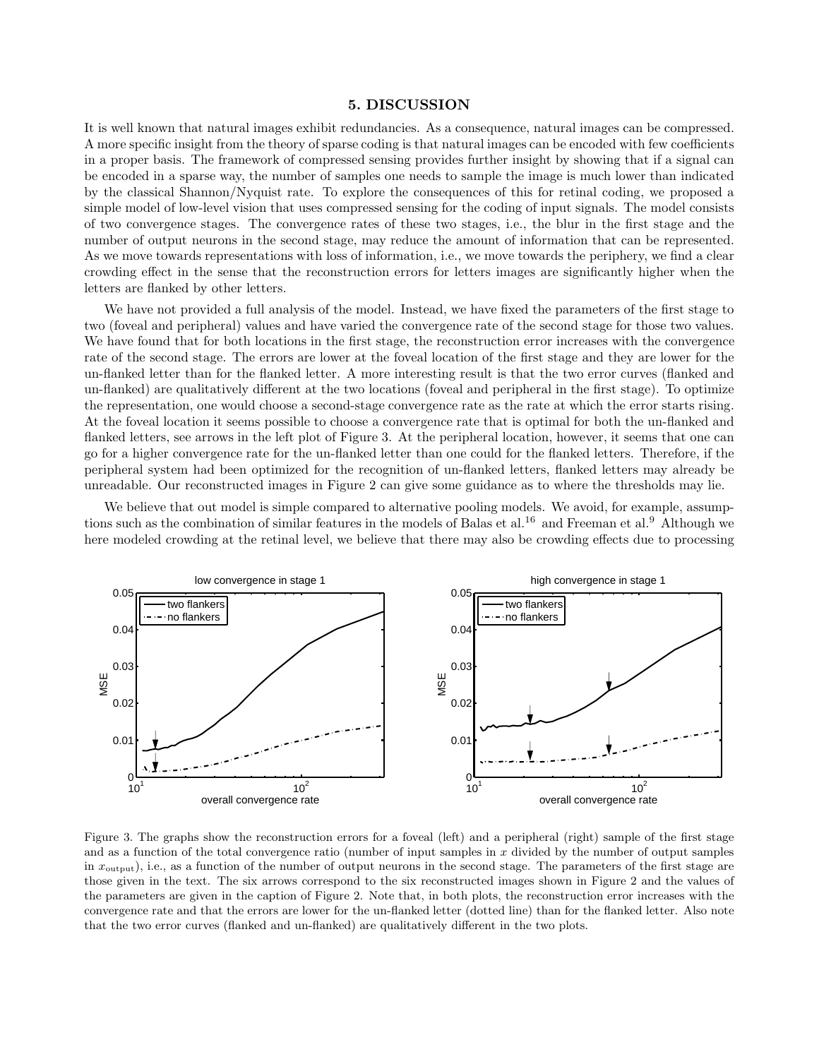## 5. DISCUSSION

It is well known that natural images exhibit redundancies. As a consequence, natural images can be compressed. A more specific insight from the theory of sparse coding is that natural images can be encoded with few coefficients in a proper basis. The framework of compressed sensing provides further insight by showing that if a signal can be encoded in a sparse way, the number of samples one needs to sample the image is much lower than indicated by the classical Shannon/Nyquist rate. To explore the consequences of this for retinal coding, we proposed a simple model of low-level vision that uses compressed sensing for the coding of input signals. The model consists of two convergence stages. The convergence rates of these two stages, i.e., the blur in the first stage and the number of output neurons in the second stage, may reduce the amount of information that can be represented. As we move towards representations with loss of information, i.e., we move towards the periphery, we find a clear crowding effect in the sense that the reconstruction errors for letters images are significantly higher when the letters are flanked by other letters.

We have not provided a full analysis of the model. Instead, we have fixed the parameters of the first stage to two (foveal and peripheral) values and have varied the convergence rate of the second stage for those two values. We have found that for both locations in the first stage, the reconstruction error increases with the convergence rate of the second stage. The errors are lower at the foveal location of the first stage and they are lower for the un-flanked letter than for the flanked letter. A more interesting result is that the two error curves (flanked and un-flanked) are qualitatively different at the two locations (foveal and peripheral in the first stage). To optimize the representation, one would choose a second-stage convergence rate as the rate at which the error starts rising. At the foveal location it seems possible to choose a convergence rate that is optimal for both the un-flanked and flanked letters, see arrows in the left plot of Figure 3. At the peripheral location, however, it seems that one can go for a higher convergence rate for the un-flanked letter than one could for the flanked letters. Therefore, if the peripheral system had been optimized for the recognition of un-flanked letters, flanked letters may already be unreadable. Our reconstructed images in Figure 2 can give some guidance as to where the thresholds may lie.

We believe that out model is simple compared to alternative pooling models. We avoid, for example, assumptions such as the combination of similar features in the models of Balas et al.[16] and Freeman et al.[9] Although we here modeled crowding at the retinal level, we believe that there may also be crowding effects due to processing

Figure 3. The graphs show the reconstruction errors for a foveal (left) and a peripheral (right) sample of the first stage and as a function of the total convergence ratio (number of input samples in $x$ divided by the number of output samples in $x_{\text{output}}$), i.e., as a function of the number of output neurons in the second stage. The parameters of the first stage are those given in the text. The six arrows correspond to the six reconstructed images shown in Figure 2 and the values of the parameters are given in the caption of Figure 2. Note that, in both plots, the reconstruction error increases with the convergence rate and that the errors are lower for the un-flanked letter (dotted line) than for the flanked letter. Also note that the two error curves (flanked and un-flanked) are qualitatively different in the two plots.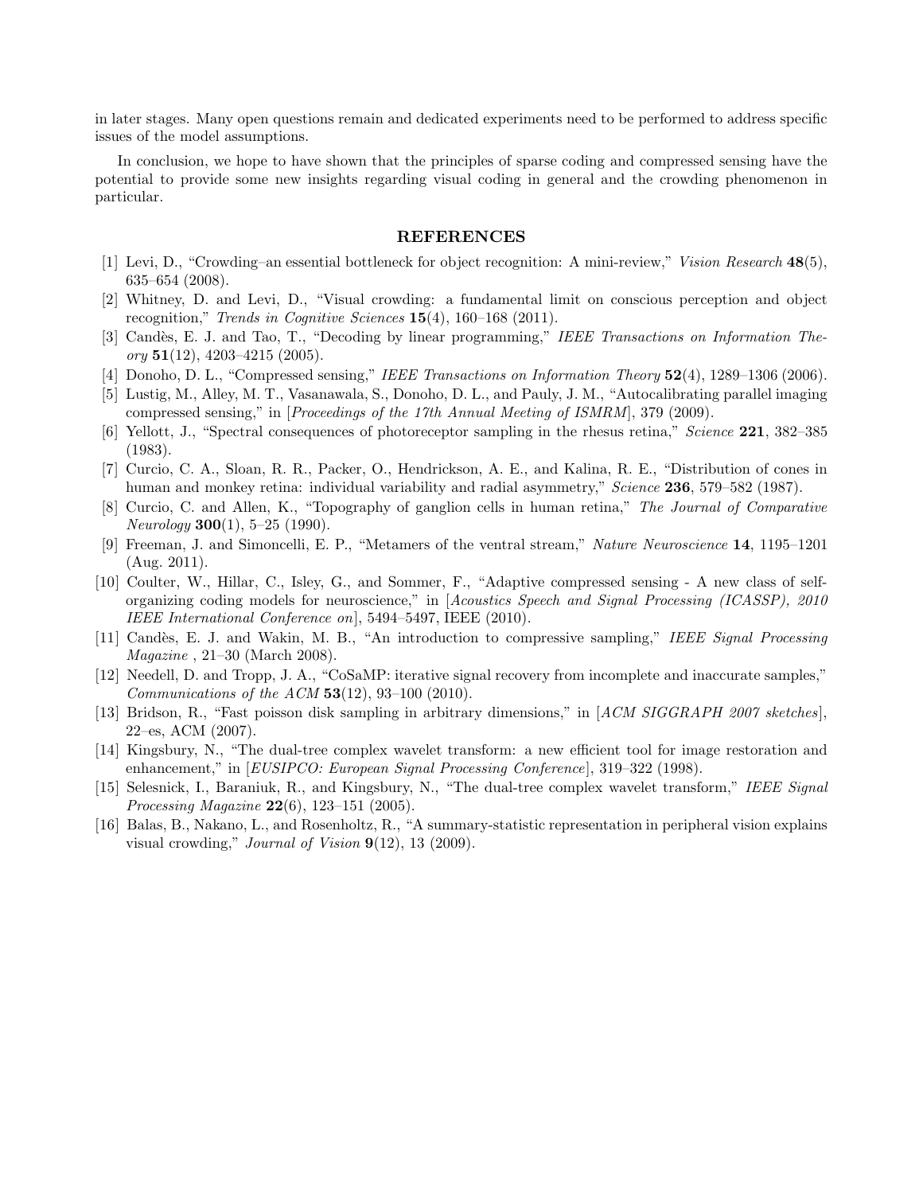in later stages. Many open questions remain and dedicated experiments need to be performed to address specific issues of the model assumptions.

In conclusion, we hope to have shown that the principles of sparse coding and compressed sensing have the potential to provide some new insights regarding visual coding in general and the crowding phenomenon in particular.

## REFERENCES

[1] Levi, D., "Crowding–an essential bottleneck for object recognition: A mini-review," *Vision Research* **48**(5), 635–654 (2008).

[2] Whitney, D. and Levi, D., "Visual crowding: a fundamental limit on conscious perception and object recognition," *Trends in Cognitive Sciences* **15**(4), 160–168 (2011).

[3] Candès, E. J. and Tao, T., "Decoding by linear programming," *IEEE Transactions on Information Theory* **51**(12), 4203–4215 (2005).

[4] Donoho, D. L., "Compressed sensing," *IEEE Transactions on Information Theory* **52**(4), 1289–1306 (2006).

[5] Lustig, M., Alley, M. T., Vasanawala, S., Donoho, D. L., and Pauly, J. M., "Autocalibrating parallel imaging compressed sensing," in [*Proceedings of the 17th Annual Meeting of ISMRM*], 379 (2009).

[6] Yellott, J., "Spectral consequences of photoreceptor sampling in the rhesus retina," *Science* **221**, 382–385 (1983).

[7] Curcio, C. A., Sloan, R. R., Packer, O., Hendrickson, A. E., and Kalina, R. E., "Distribution of cones in human and monkey retina: individual variability and radial asymmetry," *Science* **236**, 579–582 (1987).

[8] Curcio, C. and Allen, K., "Topography of ganglion cells in human retina," *The Journal of Comparative Neurology* **300**(1), 5–25 (1990).

[9] Freeman, J. and Simoncelli, E. P., "Metamers of the ventral stream," *Nature Neuroscience* **14**, 1195–1201 (Aug. 2011).

[10] Coulter, W., Hillar, C., Isley, G., and Sommer, F., "Adaptive compressed sensing - A new class of self-organizing coding models for neuroscience," in [*Acoustics Speech and Signal Processing (ICASSP), 2010 IEEE International Conference on*], 5494–5497, IEEE (2010).

[11] Candès, E. J. and Wakin, M. B., "An introduction to compressive sampling," *IEEE Signal Processing Magazine* , 21–30 (March 2008).

[12] Needell, D. and Tropp, J. A., "CoSaMP: iterative signal recovery from incomplete and inaccurate samples," *Communications of the ACM* **53**(12), 93–100 (2010).

[13] Bridson, R., "Fast poisson disk sampling in arbitrary dimensions," in [*ACM SIGGRAPH 2007 sketches*], 22–es, ACM (2007).

[14] Kingsbury, N., "The dual-tree complex wavelet transform: a new efficient tool for image restoration and enhancement," in [*EUSIPCO: European Signal Processing Conference*], 319–322 (1998).

[15] Selesnick, I., Baraniuk, R., and Kingsbury, N., "The dual-tree complex wavelet transform," *IEEE Signal Processing Magazine* **22**(6), 123–151 (2005).

[16] Balas, B., Nakano, L., and Rosenholtz, R., "A summary-statistic representation in peripheral vision explains visual crowding," *Journal of Vision* **9**(12), 13 (2009).